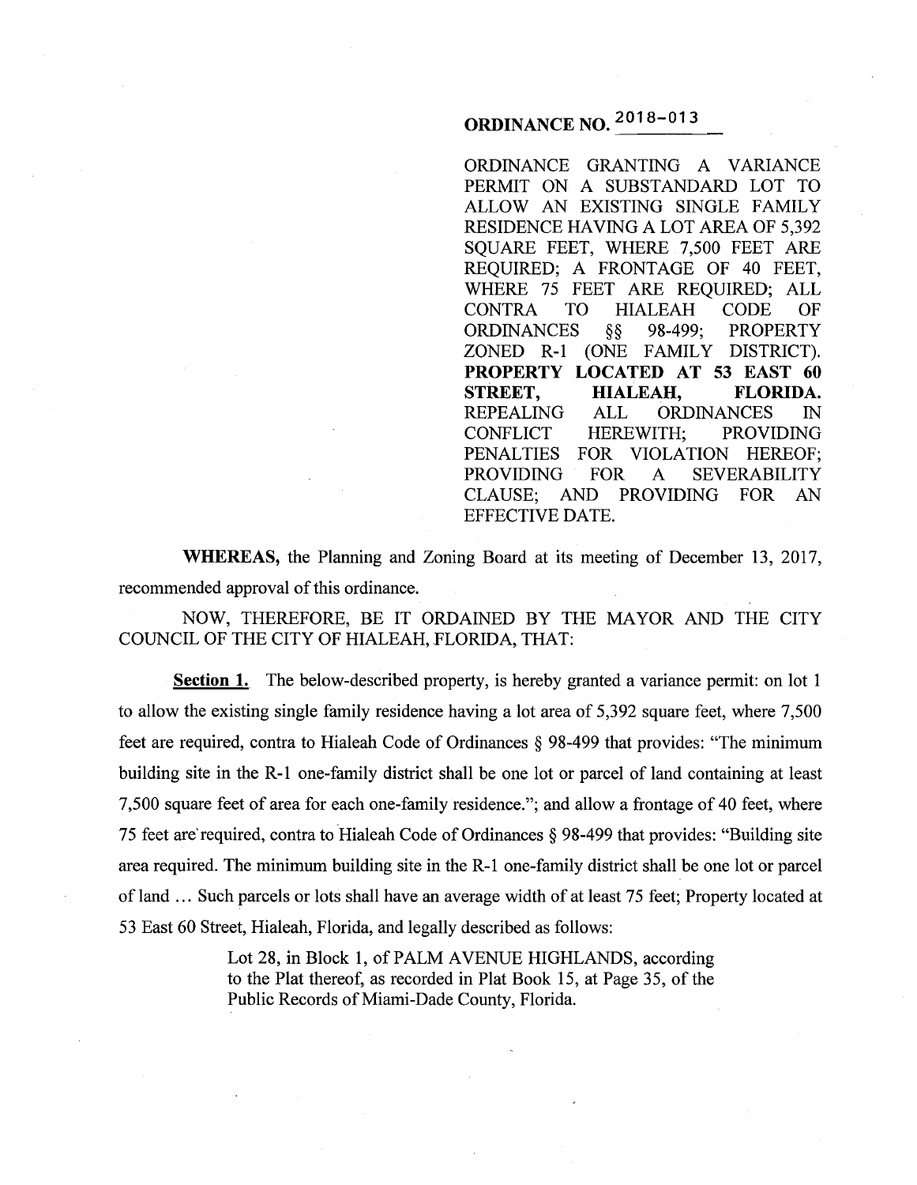# ORDINANCE NO. 2018-013

ORDINANCE GRANTING A VARIANCE PERMIT ON A SUBSTANDARD LOT TO ALLOW AN EXISTING SINGLE FAMILY RESIDENCE HAVING A LOT AREA OF 5,392 SQUARE FEET, WHERE 7,500 FEET ARE REQUIRED; A FRONTAGE OF 40 FEET, WHERE 75 FEET ARE REQUIRED; ALL CONTRA TO HIALEAH CODE OF ORDINANCES §§ 98-499; PROPERTY ZONED R-1 (ONE FAMILY DISTRICT). **PROPERTY LOCATED AT 53 EAST 60 STREET, HIALEAH, FLORIDA.** REPEALING ALL ORDINANCES IN CONFLICT HEREWITH; PROVIDING PENALTIES FOR VIOLATION HEREOF; PROVIDING FOR A SEVERABILITY CLAUSE; AND PROVIDING FOR AN EFFECTIVE DATE.

**WHEREAS,** the Planning and Zoning Board at its meeting of December 13, 2017, recommended approval of this ordinance.

NOW, THEREFORE, BE IT ORDAINED BY THE MAYOR AND THE CITY COUNCIL OF THE CITY OF HIALEAH, FLORIDA, THAT:

**Section 1.** The below-described property, is hereby granted a variance permit: on lot 1 to allow the existing single family residence having a lot area of 5,392 square feet, where 7,500 feet are required, contra to Hialeah Code of Ordinances § 98-499 that provides: "The minimum building site in the R-1 one-family district shall be one lot or parcel of land containing at least 7,500 square feet of area for each one-family residence."; and allow a frontage of 40 feet, where 75 feet are required, contra to Hialeah Code of Ordinances § 98-499 that provides: "Building site area required. The minimum building site in the R-1 one-family district shall be one lot or parcel of land ... Such parcels or lots shall have an average width of at least 75 feet; Property located at 53 East 60 Street, Hialeah, Florida, and legally described as follows:

> Lot 28, in Block 1, of PALM AVENUE HIGHLANDS, according to the Plat thereof, as recorded in Plat Book 15, at Page 35, of the Public Records of Miami-Dade County, Florida.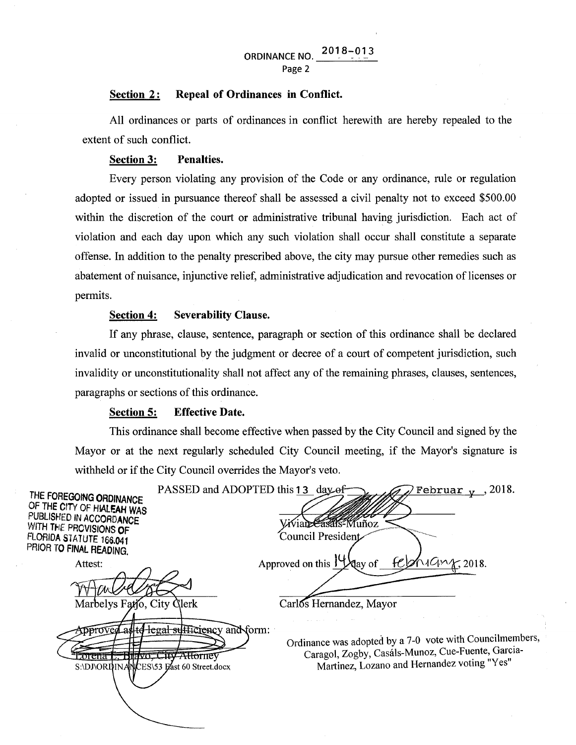ORDINANCE NO. 2018-013
Page 2

**Section 2: Repeal of Ordinances in Conflict.**

All ordinances or parts of ordinances in conflict herewith are hereby repealed to the extent of such conflict.

**Section 3: Penalties.**

Every person violating any provision of the Code or any ordinance, rule or regulation adopted or issued in pursuance thereof shall be assessed a civil penalty not to exceed $500.00 within the discretion of the court or administrative tribunal having jurisdiction. Each act of violation and each day upon which any such violation shall occur shall constitute a separate offense. In addition to the penalty prescribed above, the city may pursue other remedies such as abatement of nuisance, injunctive relief, administrative adjudication and revocation of licenses or permits.

**Section 4: Severability Clause.**

If any phrase, clause, sentence, paragraph or section of this ordinance shall be declared invalid or unconstitutional by the judgment or decree of a court of competent jurisdiction, such invalidity or unconstitutionality shall not affect any of the remaining phrases, clauses, sentences, paragraphs or sections of this ordinance.

**Section 5: Effective Date.**

This ordinance shall become effective when passed by the City Council and signed by the Mayor or at the next regularly scheduled City Council meeting, if the Mayor's signature is withheld or if the City Council overrides the Mayor's veto.

PASSED and ADOPTED this 13 day of February, 2018.

THE FOREGOING ORDINANCE OF THE CITY OF HIALEAH WAS PUBLISHED IN ACCORDANCE WITH THE PROVISIONS OF FLORIDA STATUTE 166.041 PRIOR TO FINAL READING.

Vivian Casáls-Muñoz
Council President

Attest:

Approved on this 14 day of february, 2018.

Marbelys Fatjo, City Clerk

Carlos Hernandez, Mayor

Approved as to legal sufficiency and form:

Lorena E. Bravo, City Attorney

S:\DJ\ORDINANCES\53 East 60 Street.docx

Ordinance was adopted by a 7-0 vote with Councilmembers, Caragol, Zogby, Casáls-Munoz, Cue-Fuente, Garcia-Martinez, Lozano and Hernandez voting "Yes"